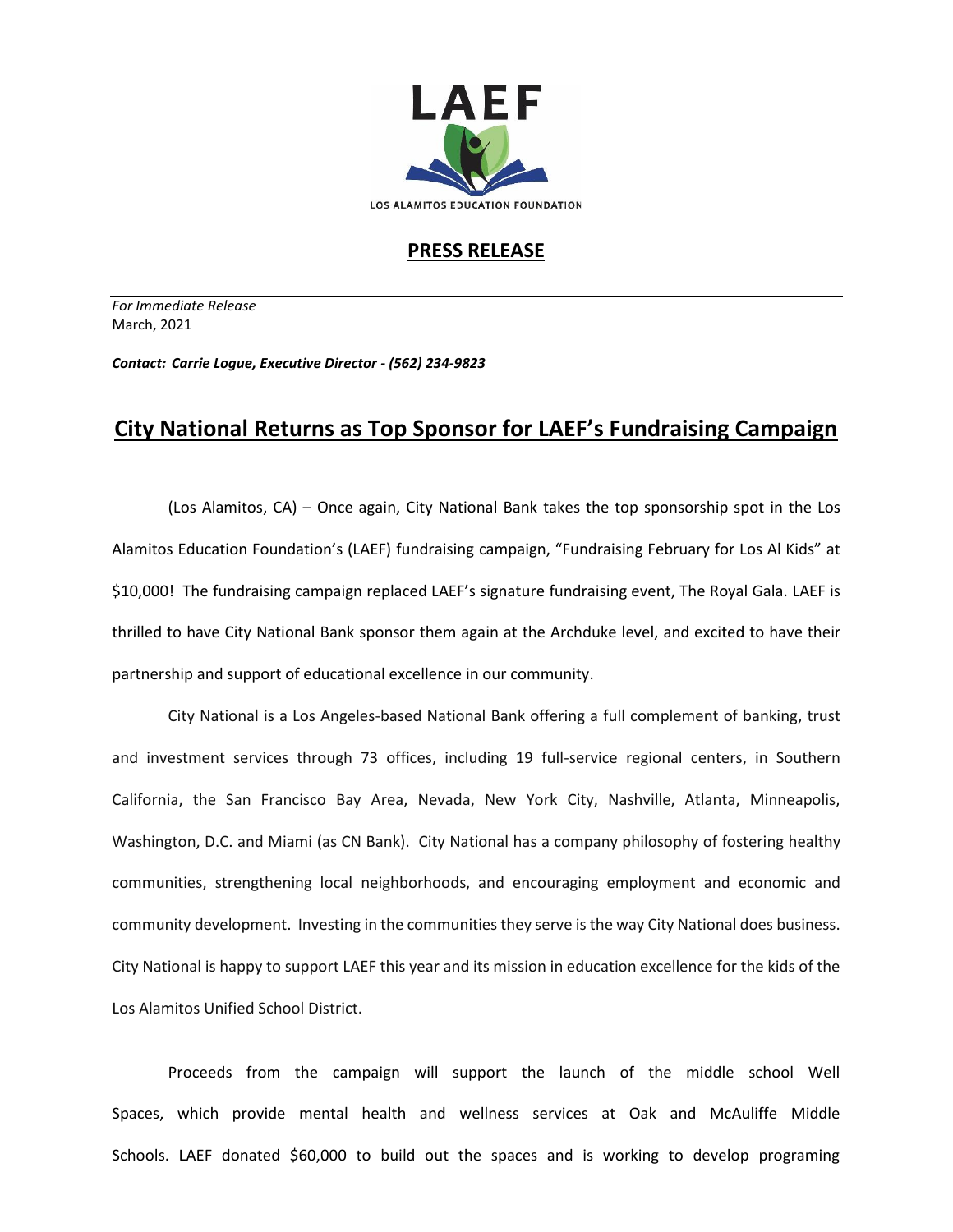LAEF

LOS ALAMITOS EDUCATION FOUNDATION

## PRESS RELEASE

*For Immediate Release*
March, 2021

***Contact: Carrie Logue, Executive Director - (562) 234-9823***

# City National Returns as Top Sponsor for LAEF's Fundraising Campaign

(Los Alamitos, CA) – Once again, City National Bank takes the top sponsorship spot in the Los Alamitos Education Foundation's (LAEF) fundraising campaign, "Fundraising February for Los Al Kids" at $10,000! The fundraising campaign replaced LAEF's signature fundraising event, The Royal Gala. LAEF is thrilled to have City National Bank sponsor them again at the Archduke level, and excited to have their partnership and support of educational excellence in our community.

City National is a Los Angeles-based National Bank offering a full complement of banking, trust and investment services through 73 offices, including 19 full-service regional centers, in Southern California, the San Francisco Bay Area, Nevada, New York City, Nashville, Atlanta, Minneapolis, Washington, D.C. and Miami (as CN Bank). City National has a company philosophy of fostering healthy communities, strengthening local neighborhoods, and encouraging employment and economic and community development. Investing in the communities they serve is the way City National does business. City National is happy to support LAEF this year and its mission in education excellence for the kids of the Los Alamitos Unified School District.

Proceeds from the campaign will support the launch of the middle school Well Spaces, which provide mental health and wellness services at Oak and McAuliffe Middle Schools. LAEF donated $60,000 to build out the spaces and is working to develop programing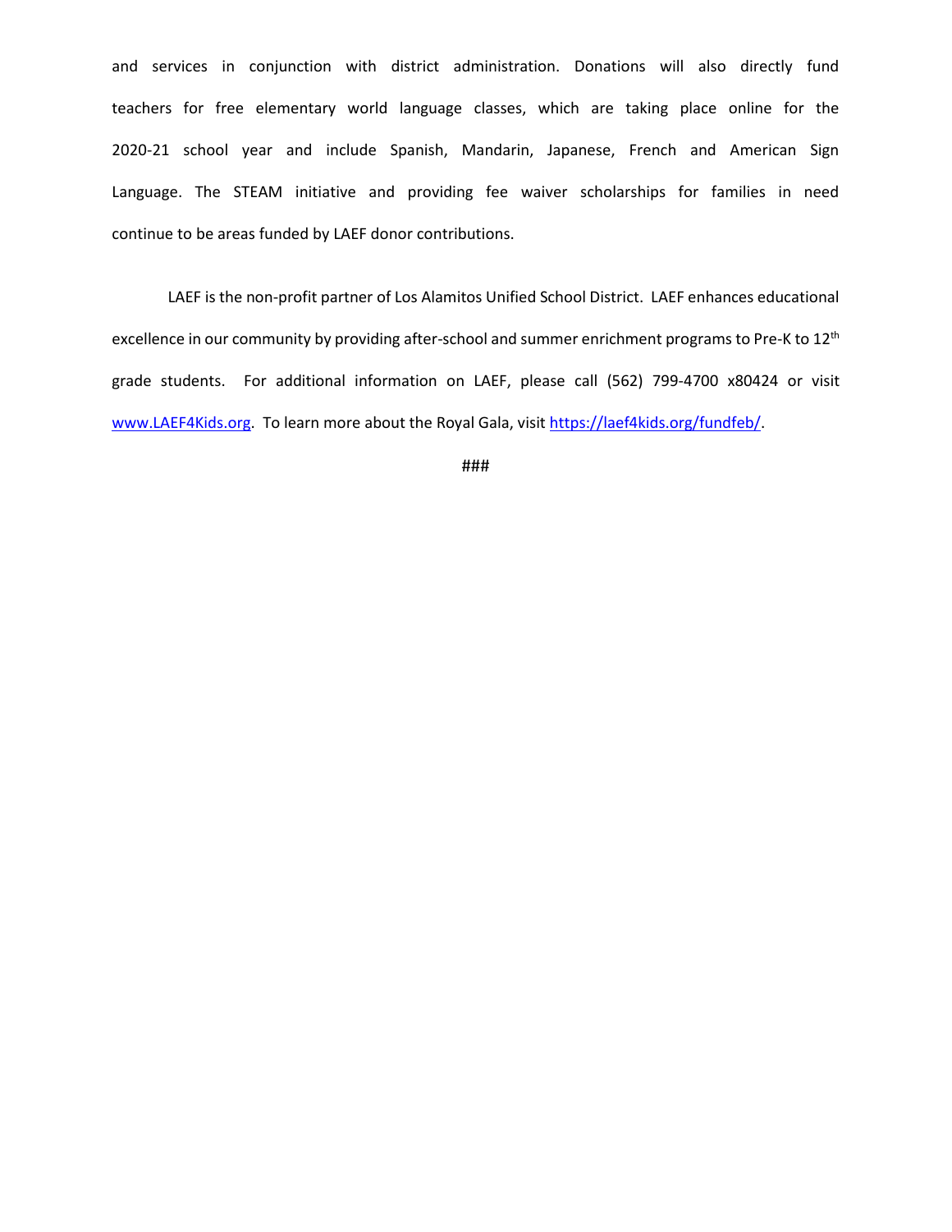and services in conjunction with district administration. Donations will also directly fund teachers for free elementary world language classes, which are taking place online for the 2020-21 school year and include Spanish, Mandarin, Japanese, French and American Sign Language. The STEAM initiative and providing fee waiver scholarships for families in need continue to be areas funded by LAEF donor contributions.

LAEF is the non-profit partner of Los Alamitos Unified School District. LAEF enhances educational excellence in our community by providing after-school and summer enrichment programs to Pre-K to 12th grade students. For additional information on LAEF, please call (562) 799-4700 x80424 or visit [www.LAEF4Kids.org](http://www.LAEF4Kids.org). To learn more about the Royal Gala, visit [https://laef4kids.org/fundfeb/](https://laef4kids.org/fundfeb/).

###